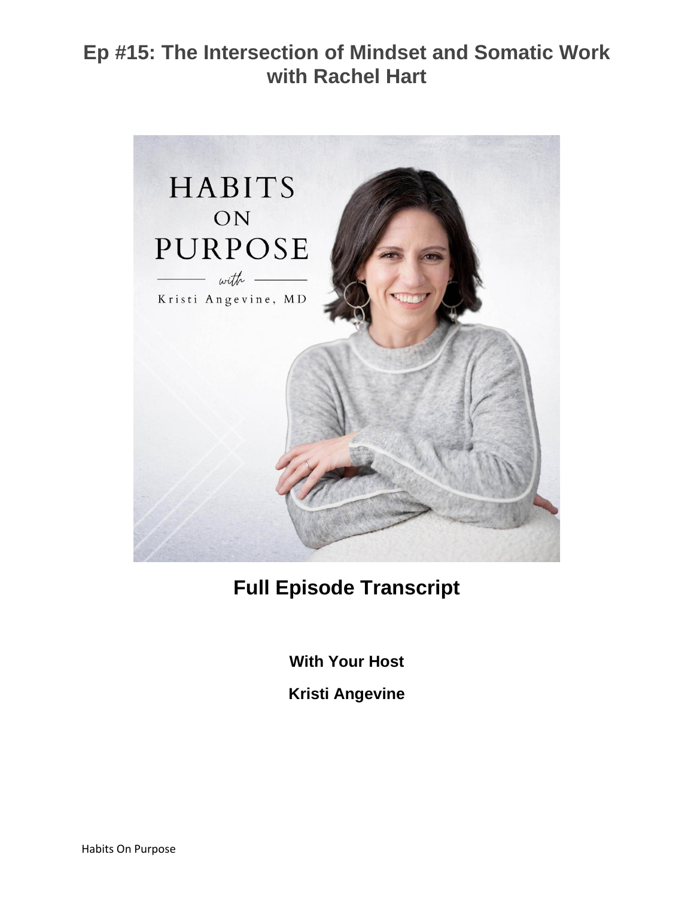# Ep #15: The Intersection of Mindset and Somatic Work with Rachel Hart

## Full Episode Transcript

**With Your Host**

**Kristi Angevine**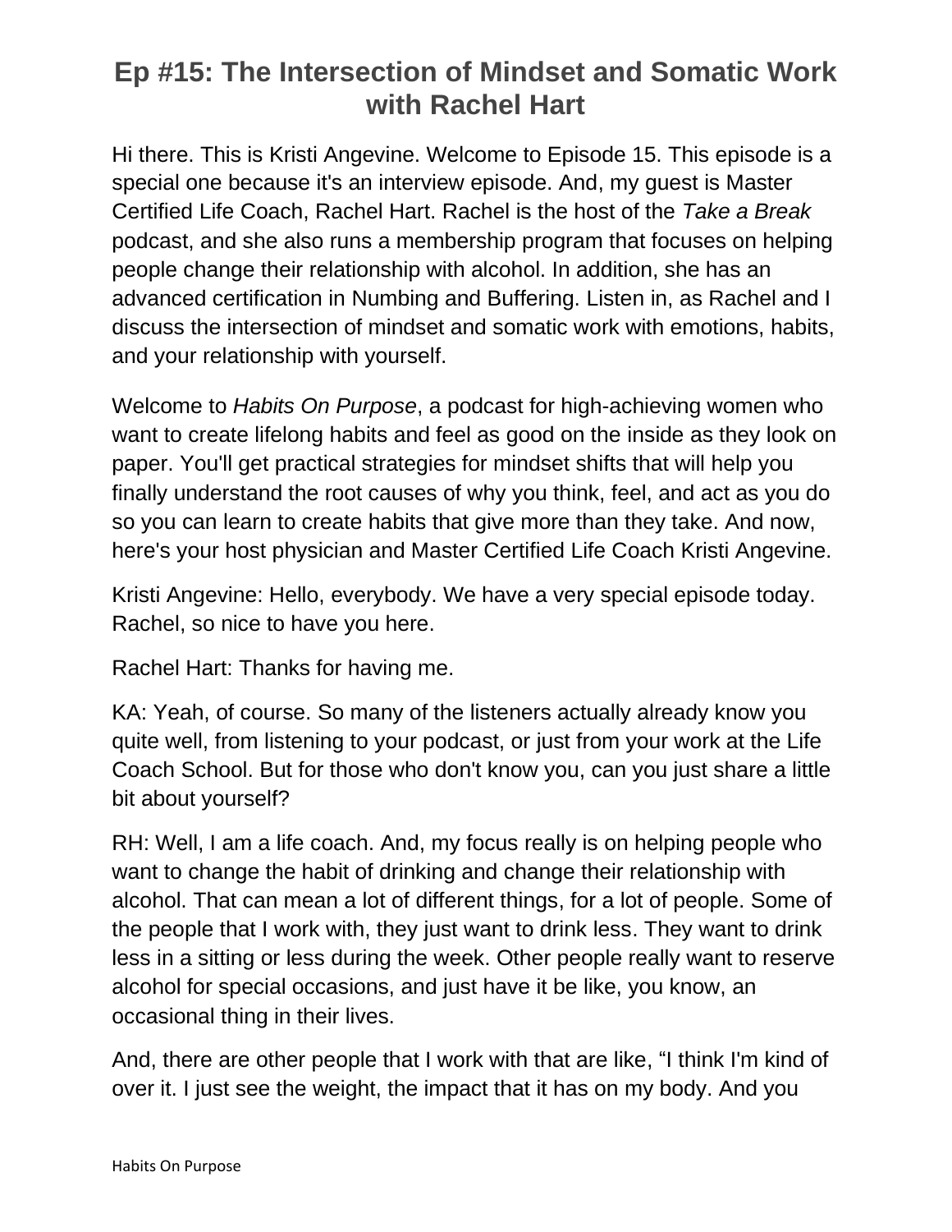# Ep #15: The Intersection of Mindset and Somatic Work with Rachel Hart

Hi there. This is Kristi Angevine. Welcome to Episode 15. This episode is a special one because it's an interview episode. And, my guest is Master Certified Life Coach, Rachel Hart. Rachel is the host of the *Take a Break* podcast, and she also runs a membership program that focuses on helping people change their relationship with alcohol. In addition, she has an advanced certification in Numbing and Buffering. Listen in, as Rachel and I discuss the intersection of mindset and somatic work with emotions, habits, and your relationship with yourself.

Welcome to *Habits On Purpose*, a podcast for high-achieving women who want to create lifelong habits and feel as good on the inside as they look on paper. You'll get practical strategies for mindset shifts that will help you finally understand the root causes of why you think, feel, and act as you do so you can learn to create habits that give more than they take. And now, here's your host physician and Master Certified Life Coach Kristi Angevine.

Kristi Angevine: Hello, everybody. We have a very special episode today. Rachel, so nice to have you here.

Rachel Hart: Thanks for having me.

KA: Yeah, of course. So many of the listeners actually already know you quite well, from listening to your podcast, or just from your work at the Life Coach School. But for those who don't know you, can you just share a little bit about yourself?

RH: Well, I am a life coach. And, my focus really is on helping people who want to change the habit of drinking and change their relationship with alcohol. That can mean a lot of different things, for a lot of people. Some of the people that I work with, they just want to drink less. They want to drink less in a sitting or less during the week. Other people really want to reserve alcohol for special occasions, and just have it be like, you know, an occasional thing in their lives.

And, there are other people that I work with that are like, "I think I'm kind of over it. I just see the weight, the impact that it has on my body. And you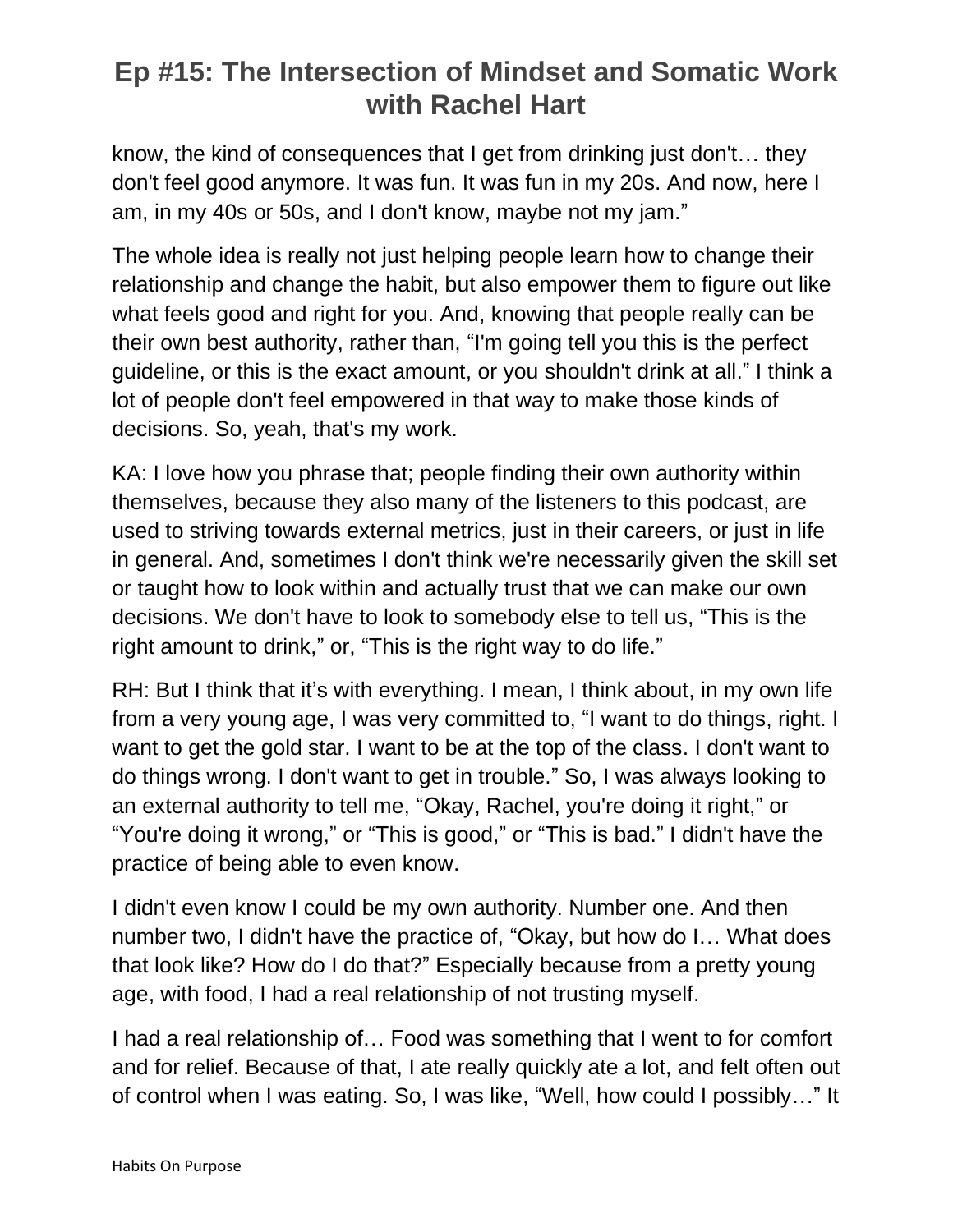know, the kind of consequences that I get from drinking just don't… they don't feel good anymore. It was fun. It was fun in my 20s. And now, here I am, in my 40s or 50s, and I don't know, maybe not my jam."

The whole idea is really not just helping people learn how to change their relationship and change the habit, but also empower them to figure out like what feels good and right for you. And, knowing that people really can be their own best authority, rather than, "I'm going tell you this is the perfect guideline, or this is the exact amount, or you shouldn't drink at all." I think a lot of people don't feel empowered in that way to make those kinds of decisions. So, yeah, that's my work.

KA: I love how you phrase that; people finding their own authority within themselves, because they also many of the listeners to this podcast, are used to striving towards external metrics, just in their careers, or just in life in general. And, sometimes I don't think we're necessarily given the skill set or taught how to look within and actually trust that we can make our own decisions. We don't have to look to somebody else to tell us, "This is the right amount to drink," or, "This is the right way to do life."

RH: But I think that it's with everything. I mean, I think about, in my own life from a very young age, I was very committed to, "I want to do things, right. I want to get the gold star. I want to be at the top of the class. I don't want to do things wrong. I don't want to get in trouble." So, I was always looking to an external authority to tell me, "Okay, Rachel, you're doing it right," or "You're doing it wrong," or "This is good," or "This is bad." I didn't have the practice of being able to even know.

I didn't even know I could be my own authority. Number one. And then number two, I didn't have the practice of, "Okay, but how do I… What does that look like? How do I do that?" Especially because from a pretty young age, with food, I had a real relationship of not trusting myself.

I had a real relationship of… Food was something that I went to for comfort and for relief. Because of that, I ate really quickly ate a lot, and felt often out of control when I was eating. So, I was like, "Well, how could I possibly…" It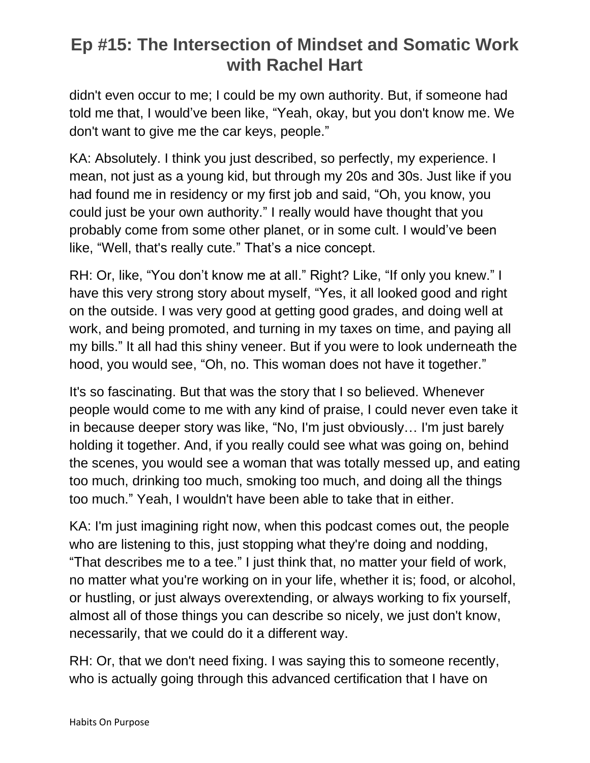didn't even occur to me; I could be my own authority. But, if someone had told me that, I would've been like, "Yeah, okay, but you don't know me. We don't want to give me the car keys, people."

KA: Absolutely. I think you just described, so perfectly, my experience. I mean, not just as a young kid, but through my 20s and 30s. Just like if you had found me in residency or my first job and said, "Oh, you know, you could just be your own authority." I really would have thought that you probably come from some other planet, or in some cult. I would've been like, "Well, that's really cute." That's a nice concept.

RH: Or, like, "You don't know me at all." Right? Like, "If only you knew." I have this very strong story about myself, "Yes, it all looked good and right on the outside. I was very good at getting good grades, and doing well at work, and being promoted, and turning in my taxes on time, and paying all my bills." It all had this shiny veneer. But if you were to look underneath the hood, you would see, "Oh, no. This woman does not have it together."

It's so fascinating. But that was the story that I so believed. Whenever people would come to me with any kind of praise, I could never even take it in because deeper story was like, "No, I'm just obviously… I'm just barely holding it together. And, if you really could see what was going on, behind the scenes, you would see a woman that was totally messed up, and eating too much, drinking too much, smoking too much, and doing all the things too much." Yeah, I wouldn't have been able to take that in either.

KA: I'm just imagining right now, when this podcast comes out, the people who are listening to this, just stopping what they're doing and nodding, "That describes me to a tee." I just think that, no matter your field of work, no matter what you're working on in your life, whether it is; food, or alcohol, or hustling, or just always overextending, or always working to fix yourself, almost all of those things you can describe so nicely, we just don't know, necessarily, that we could do it a different way.

RH: Or, that we don't need fixing. I was saying this to someone recently, who is actually going through this advanced certification that I have on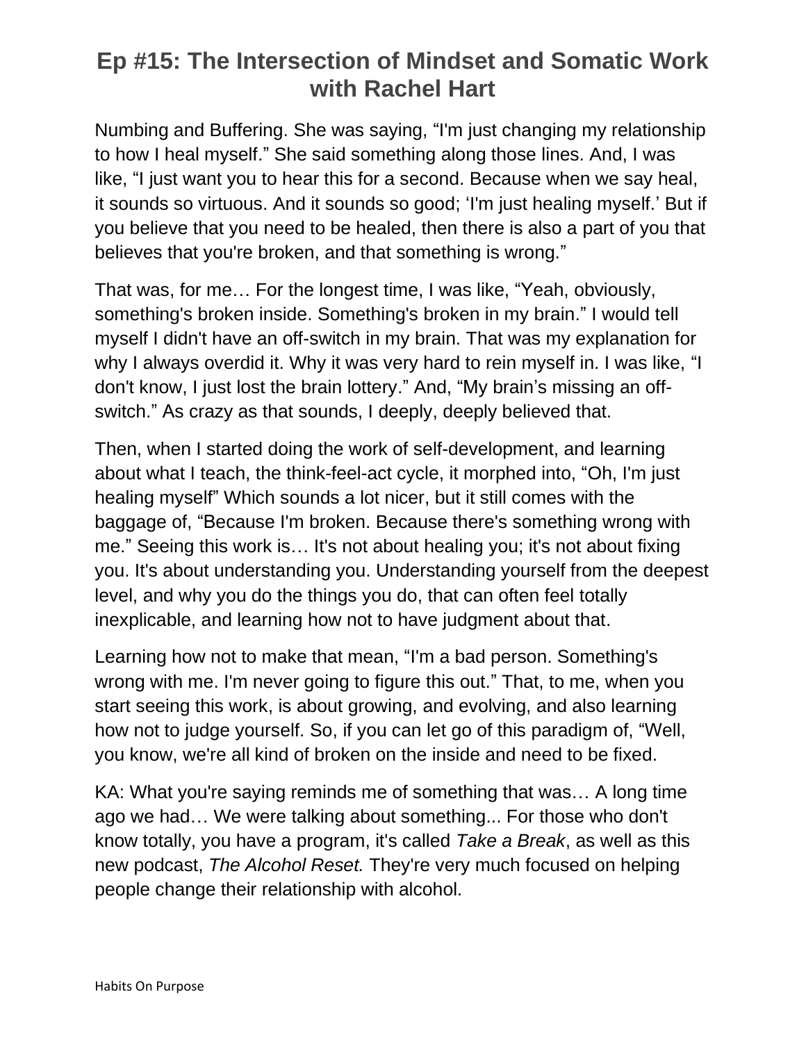Numbing and Buffering. She was saying, "I'm just changing my relationship to how I heal myself." She said something along those lines. And, I was like, "I just want you to hear this for a second. Because when we say heal, it sounds so virtuous. And it sounds so good; 'I'm just healing myself.' But if you believe that you need to be healed, then there is also a part of you that believes that you're broken, and that something is wrong."

That was, for me… For the longest time, I was like, "Yeah, obviously, something's broken inside. Something's broken in my brain." I would tell myself I didn't have an off-switch in my brain. That was my explanation for why I always overdid it. Why it was very hard to rein myself in. I was like, "I don't know, I just lost the brain lottery." And, "My brain's missing an off-switch." As crazy as that sounds, I deeply, deeply believed that.

Then, when I started doing the work of self-development, and learning about what I teach, the think-feel-act cycle, it morphed into, "Oh, I'm just healing myself" Which sounds a lot nicer, but it still comes with the baggage of, "Because I'm broken. Because there's something wrong with me." Seeing this work is… It's not about healing you; it's not about fixing you. It's about understanding you. Understanding yourself from the deepest level, and why you do the things you do, that can often feel totally inexplicable, and learning how not to have judgment about that.

Learning how not to make that mean, "I'm a bad person. Something's wrong with me. I'm never going to figure this out." That, to me, when you start seeing this work, is about growing, and evolving, and also learning how not to judge yourself. So, if you can let go of this paradigm of, "Well, you know, we're all kind of broken on the inside and need to be fixed.

KA: What you're saying reminds me of something that was… A long time ago we had… We were talking about something... For those who don't know totally, you have a program, it's called *Take a Break*, as well as this new podcast, *The Alcohol Reset.* They're very much focused on helping people change their relationship with alcohol.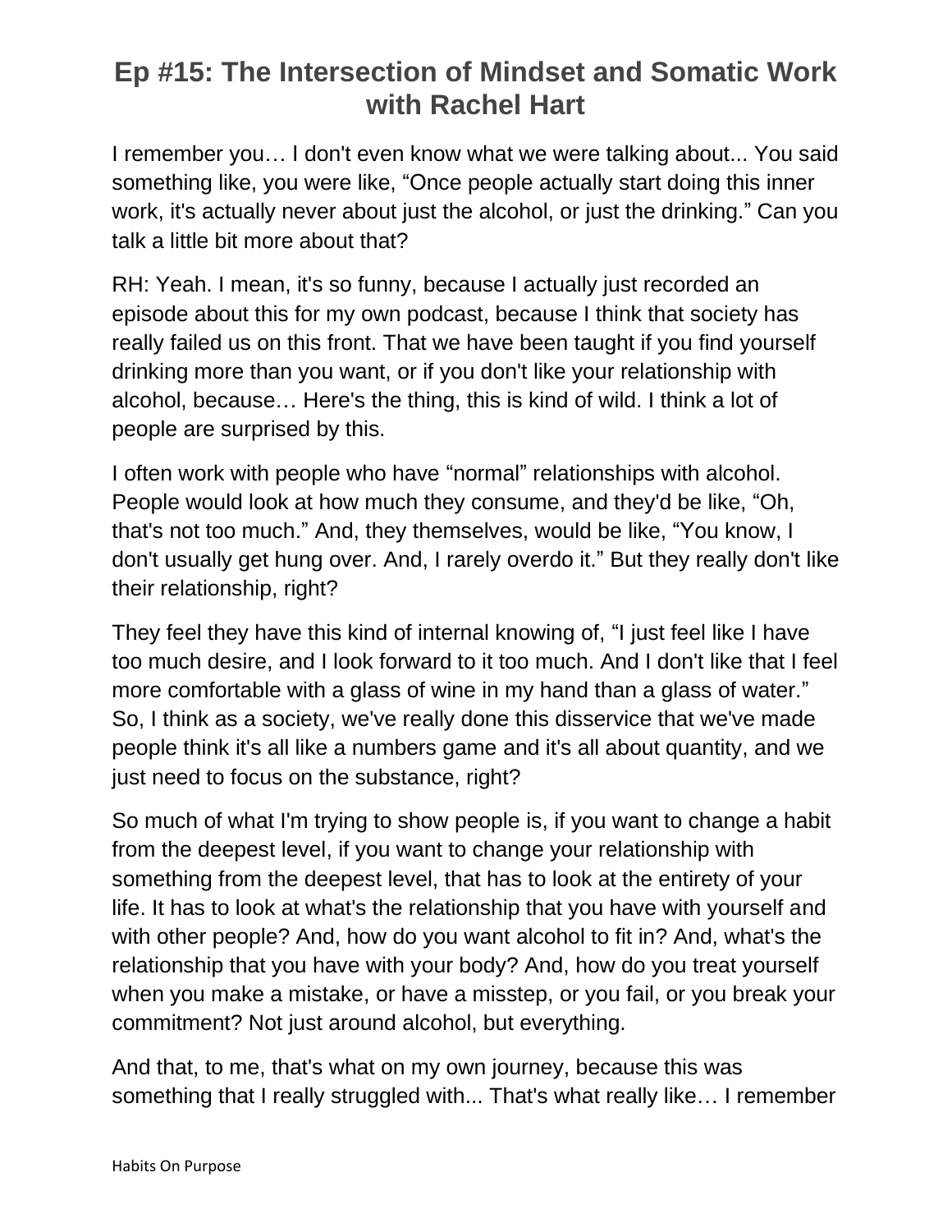# Ep #15: The Intersection of Mindset and Somatic Work with Rachel Hart

I remember you… I don't even know what we were talking about... You said something like, you were like, "Once people actually start doing this inner work, it's actually never about just the alcohol, or just the drinking." Can you talk a little bit more about that?

RH: Yeah. I mean, it's so funny, because I actually just recorded an episode about this for my own podcast, because I think that society has really failed us on this front. That we have been taught if you find yourself drinking more than you want, or if you don't like your relationship with alcohol, because… Here's the thing, this is kind of wild. I think a lot of people are surprised by this.

I often work with people who have "normal" relationships with alcohol. People would look at how much they consume, and they'd be like, "Oh, that's not too much." And, they themselves, would be like, "You know, I don't usually get hung over. And, I rarely overdo it." But they really don't like their relationship, right?

They feel they have this kind of internal knowing of, "I just feel like I have too much desire, and I look forward to it too much. And I don't like that I feel more comfortable with a glass of wine in my hand than a glass of water." So, I think as a society, we've really done this disservice that we've made people think it's all like a numbers game and it's all about quantity, and we just need to focus on the substance, right?

So much of what I'm trying to show people is, if you want to change a habit from the deepest level, if you want to change your relationship with something from the deepest level, that has to look at the entirety of your life. It has to look at what's the relationship that you have with yourself and with other people? And, how do you want alcohol to fit in? And, what's the relationship that you have with your body? And, how do you treat yourself when you make a mistake, or have a misstep, or you fail, or you break your commitment? Not just around alcohol, but everything.

And that, to me, that's what on my own journey, because this was something that I really struggled with... That's what really like… I remember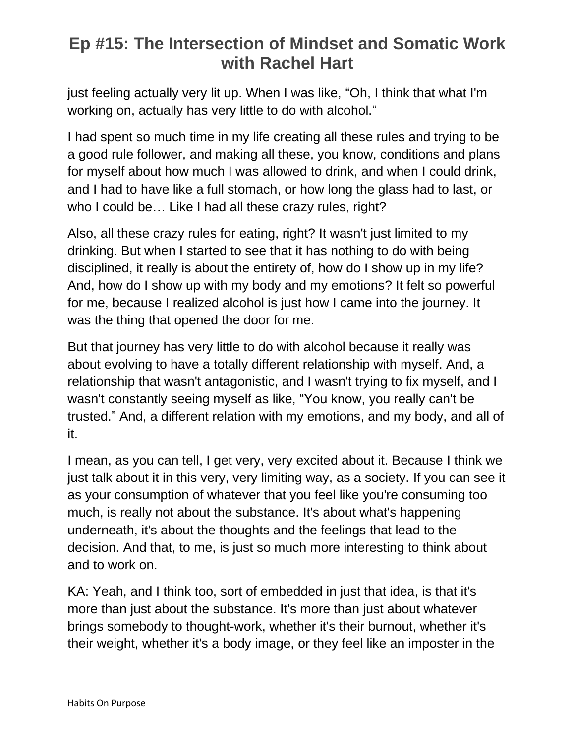just feeling actually very lit up. When I was like, "Oh, I think that what I'm working on, actually has very little to do with alcohol."

I had spent so much time in my life creating all these rules and trying to be a good rule follower, and making all these, you know, conditions and plans for myself about how much I was allowed to drink, and when I could drink, and I had to have like a full stomach, or how long the glass had to last, or who I could be… Like I had all these crazy rules, right?

Also, all these crazy rules for eating, right? It wasn't just limited to my drinking. But when I started to see that it has nothing to do with being disciplined, it really is about the entirety of, how do I show up in my life? And, how do I show up with my body and my emotions? It felt so powerful for me, because I realized alcohol is just how I came into the journey. It was the thing that opened the door for me.

But that journey has very little to do with alcohol because it really was about evolving to have a totally different relationship with myself. And, a relationship that wasn't antagonistic, and I wasn't trying to fix myself, and I wasn't constantly seeing myself as like, "You know, you really can't be trusted." And, a different relation with my emotions, and my body, and all of it.

I mean, as you can tell, I get very, very excited about it. Because I think we just talk about it in this very, very limiting way, as a society. If you can see it as your consumption of whatever that you feel like you're consuming too much, is really not about the substance. It's about what's happening underneath, it's about the thoughts and the feelings that lead to the decision. And that, to me, is just so much more interesting to think about and to work on.

KA: Yeah, and I think too, sort of embedded in just that idea, is that it's more than just about the substance. It's more than just about whatever brings somebody to thought-work, whether it's their burnout, whether it's their weight, whether it's a body image, or they feel like an imposter in the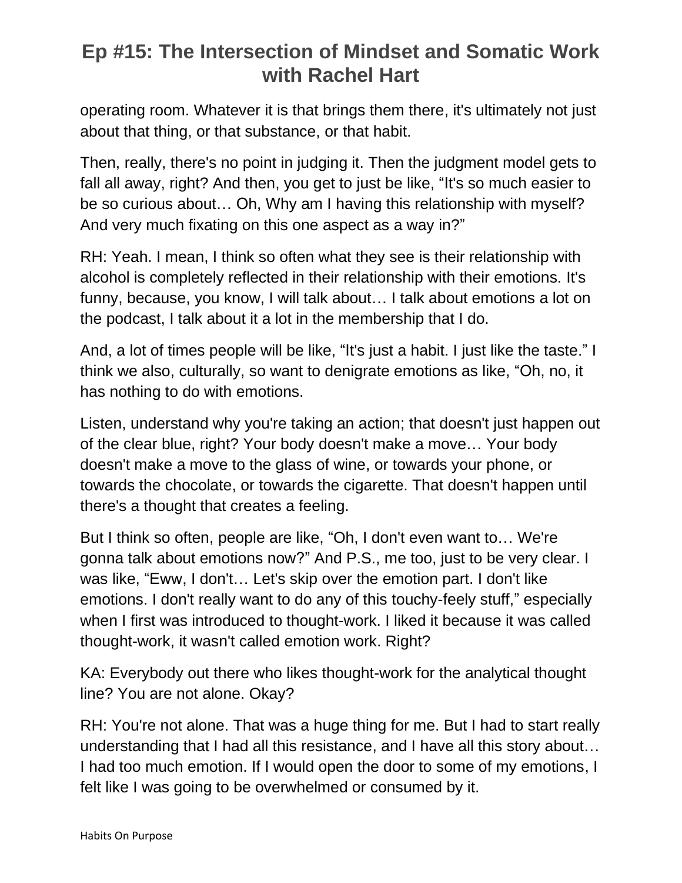operating room. Whatever it is that brings them there, it's ultimately not just about that thing, or that substance, or that habit.

Then, really, there's no point in judging it. Then the judgment model gets to fall all away, right? And then, you get to just be like, "It's so much easier to be so curious about… Oh, Why am I having this relationship with myself? And very much fixating on this one aspect as a way in?"

RH: Yeah. I mean, I think so often what they see is their relationship with alcohol is completely reflected in their relationship with their emotions. It's funny, because, you know, I will talk about… I talk about emotions a lot on the podcast, I talk about it a lot in the membership that I do.

And, a lot of times people will be like, "It's just a habit. I just like the taste." I think we also, culturally, so want to denigrate emotions as like, "Oh, no, it has nothing to do with emotions.

Listen, understand why you're taking an action; that doesn't just happen out of the clear blue, right? Your body doesn't make a move… Your body doesn't make a move to the glass of wine, or towards your phone, or towards the chocolate, or towards the cigarette. That doesn't happen until there's a thought that creates a feeling.

But I think so often, people are like, "Oh, I don't even want to… We're gonna talk about emotions now?" And P.S., me too, just to be very clear. I was like, "Eww, I don't… Let's skip over the emotion part. I don't like emotions. I don't really want to do any of this touchy-feely stuff," especially when I first was introduced to thought-work. I liked it because it was called thought-work, it wasn't called emotion work. Right?

KA: Everybody out there who likes thought-work for the analytical thought line? You are not alone. Okay?

RH: You're not alone. That was a huge thing for me. But I had to start really understanding that I had all this resistance, and I have all this story about… I had too much emotion. If I would open the door to some of my emotions, I felt like I was going to be overwhelmed or consumed by it.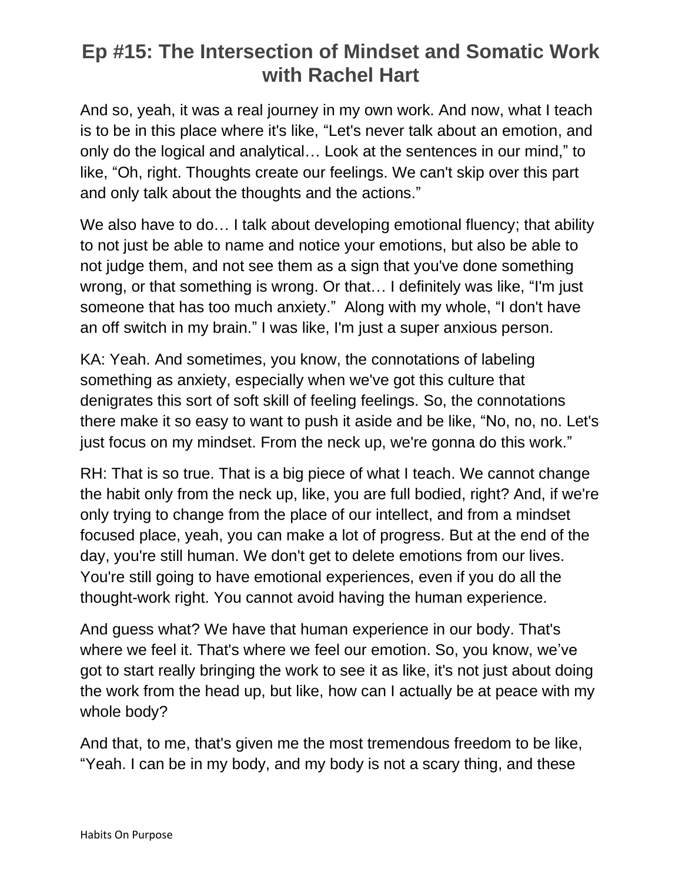# Ep #15: The Intersection of Mindset and Somatic Work with Rachel Hart

And so, yeah, it was a real journey in my own work. And now, what I teach is to be in this place where it's like, "Let's never talk about an emotion, and only do the logical and analytical… Look at the sentences in our mind," to like, "Oh, right. Thoughts create our feelings. We can't skip over this part and only talk about the thoughts and the actions."

We also have to do… I talk about developing emotional fluency; that ability to not just be able to name and notice your emotions, but also be able to not judge them, and not see them as a sign that you've done something wrong, or that something is wrong. Or that… I definitely was like, "I'm just someone that has too much anxiety." Along with my whole, "I don't have an off switch in my brain." I was like, I'm just a super anxious person.

KA: Yeah. And sometimes, you know, the connotations of labeling something as anxiety, especially when we've got this culture that denigrates this sort of soft skill of feeling feelings. So, the connotations there make it so easy to want to push it aside and be like, "No, no, no. Let's just focus on my mindset. From the neck up, we're gonna do this work."

RH: That is so true. That is a big piece of what I teach. We cannot change the habit only from the neck up, like, you are full bodied, right? And, if we're only trying to change from the place of our intellect, and from a mindset focused place, yeah, you can make a lot of progress. But at the end of the day, you're still human. We don't get to delete emotions from our lives. You're still going to have emotional experiences, even if you do all the thought-work right. You cannot avoid having the human experience.

And guess what? We have that human experience in our body. That's where we feel it. That's where we feel our emotion. So, you know, we've got to start really bringing the work to see it as like, it's not just about doing the work from the head up, but like, how can I actually be at peace with my whole body?

And that, to me, that's given me the most tremendous freedom to be like, "Yeah. I can be in my body, and my body is not a scary thing, and these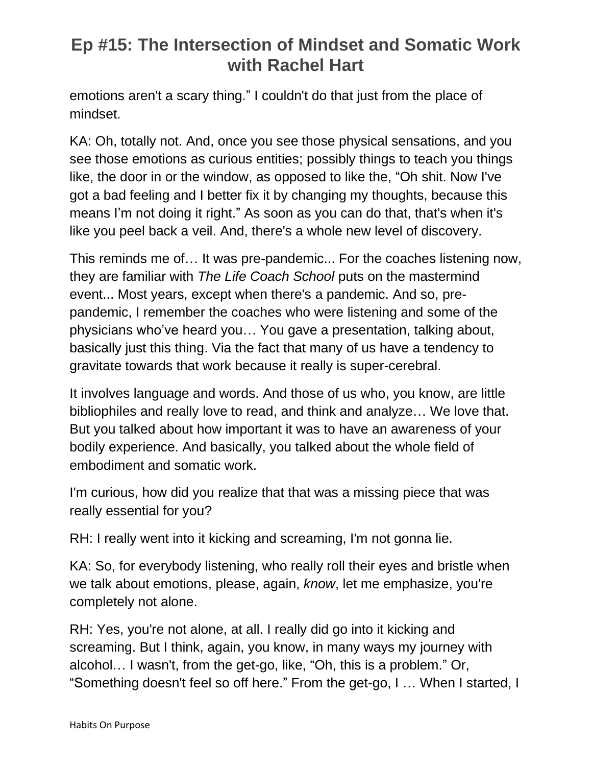emotions aren't a scary thing." I couldn't do that just from the place of mindset.

KA: Oh, totally not. And, once you see those physical sensations, and you see those emotions as curious entities; possibly things to teach you things like, the door in or the window, as opposed to like the, "Oh shit. Now I've got a bad feeling and I better fix it by changing my thoughts, because this means I'm not doing it right." As soon as you can do that, that's when it's like you peel back a veil. And, there's a whole new level of discovery.

This reminds me of… It was pre-pandemic... For the coaches listening now, they are familiar with *The Life Coach School* puts on the mastermind event... Most years, except when there's a pandemic. And so, pre-pandemic, I remember the coaches who were listening and some of the physicians who've heard you… You gave a presentation, talking about, basically just this thing. Via the fact that many of us have a tendency to gravitate towards that work because it really is super-cerebral.

It involves language and words. And those of us who, you know, are little bibliophiles and really love to read, and think and analyze… We love that. But you talked about how important it was to have an awareness of your bodily experience. And basically, you talked about the whole field of embodiment and somatic work.

I'm curious, how did you realize that that was a missing piece that was really essential for you?

RH: I really went into it kicking and screaming, I'm not gonna lie.

KA: So, for everybody listening, who really roll their eyes and bristle when we talk about emotions, please, again, *know*, let me emphasize, you're completely not alone.

RH: Yes, you're not alone, at all. I really did go into it kicking and screaming. But I think, again, you know, in many ways my journey with alcohol… I wasn't, from the get-go, like, "Oh, this is a problem." Or, "Something doesn't feel so off here." From the get-go, I … When I started, I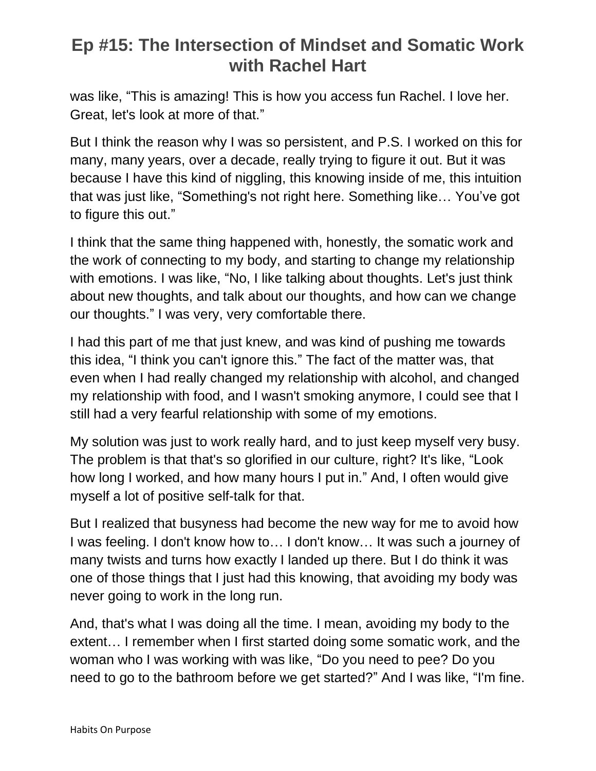was like, “This is amazing! This is how you access fun Rachel. I love her. Great, let's look at more of that.”

But I think the reason why I was so persistent, and P.S. I worked on this for many, many years, over a decade, really trying to figure it out. But it was because I have this kind of niggling, this knowing inside of me, this intuition that was just like, “Something's not right here. Something like… You’ve got to figure this out.”

I think that the same thing happened with, honestly, the somatic work and the work of connecting to my body, and starting to change my relationship with emotions. I was like, “No, I like talking about thoughts. Let's just think about new thoughts, and talk about our thoughts, and how can we change our thoughts.” I was very, very comfortable there.

I had this part of me that just knew, and was kind of pushing me towards this idea, “I think you can't ignore this.” The fact of the matter was, that even when I had really changed my relationship with alcohol, and changed my relationship with food, and I wasn't smoking anymore, I could see that I still had a very fearful relationship with some of my emotions.

My solution was just to work really hard, and to just keep myself very busy. The problem is that that's so glorified in our culture, right? It's like, “Look how long I worked, and how many hours I put in.” And, I often would give myself a lot of positive self-talk for that.

But I realized that busyness had become the new way for me to avoid how I was feeling. I don't know how to… I don't know… It was such a journey of many twists and turns how exactly I landed up there. But I do think it was one of those things that I just had this knowing, that avoiding my body was never going to work in the long run.

And, that's what I was doing all the time. I mean, avoiding my body to the extent… I remember when I first started doing some somatic work, and the woman who I was working with was like, “Do you need to pee? Do you need to go to the bathroom before we get started?” And I was like, “I'm fine.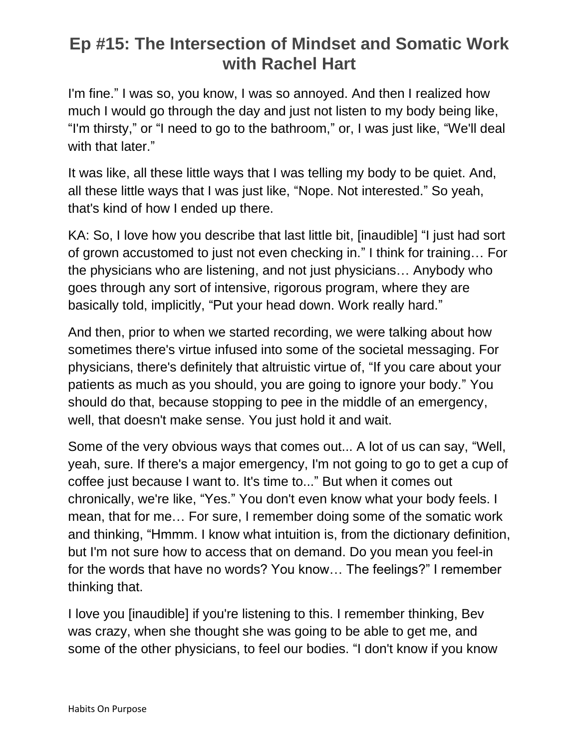I'm fine." I was so, you know, I was so annoyed. And then I realized how much I would go through the day and just not listen to my body being like, "I'm thirsty," or "I need to go to the bathroom," or, I was just like, "We'll deal with that later."

It was like, all these little ways that I was telling my body to be quiet. And, all these little ways that I was just like, "Nope. Not interested." So yeah, that's kind of how I ended up there.

KA: So, I love how you describe that last little bit, [inaudible] "I just had sort of grown accustomed to just not even checking in." I think for training… For the physicians who are listening, and not just physicians… Anybody who goes through any sort of intensive, rigorous program, where they are basically told, implicitly, "Put your head down. Work really hard."

And then, prior to when we started recording, we were talking about how sometimes there's virtue infused into some of the societal messaging. For physicians, there's definitely that altruistic virtue of, "If you care about your patients as much as you should, you are going to ignore your body." You should do that, because stopping to pee in the middle of an emergency, well, that doesn't make sense. You just hold it and wait.

Some of the very obvious ways that comes out... A lot of us can say, "Well, yeah, sure. If there's a major emergency, I'm not going to go to get a cup of coffee just because I want to. It's time to..." But when it comes out chronically, we're like, "Yes." You don't even know what your body feels. I mean, that for me… For sure, I remember doing some of the somatic work and thinking, "Hmmm. I know what intuition is, from the dictionary definition, but I'm not sure how to access that on demand. Do you mean you feel-in for the words that have no words? You know… The feelings?" I remember thinking that.

I love you [inaudible] if you're listening to this. I remember thinking, Bev was crazy, when she thought she was going to be able to get me, and some of the other physicians, to feel our bodies. "I don't know if you know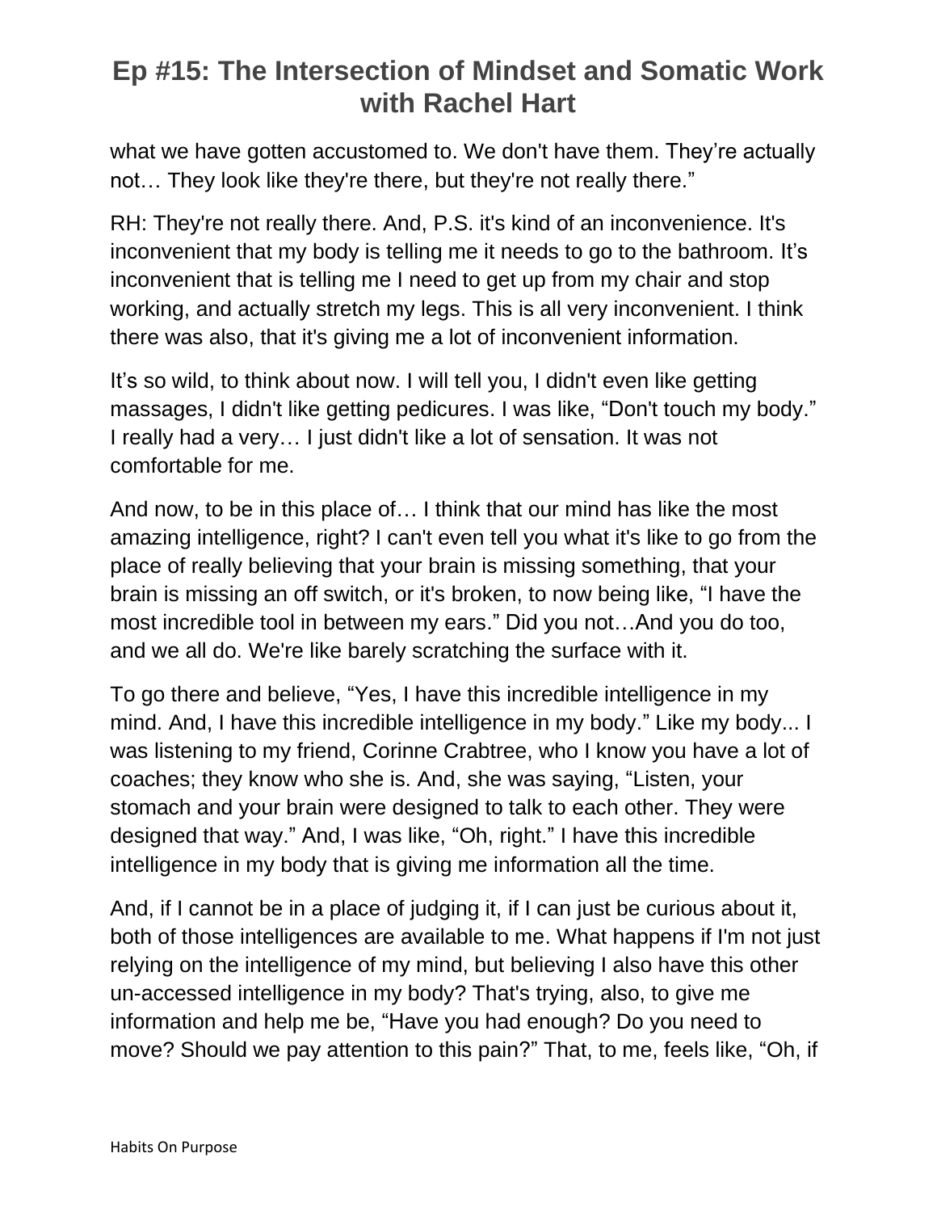what we have gotten accustomed to. We don't have them. They're actually not… They look like they're there, but they're not really there."

RH: They're not really there. And, P.S. it's kind of an inconvenience. It's inconvenient that my body is telling me it needs to go to the bathroom. It's inconvenient that is telling me I need to get up from my chair and stop working, and actually stretch my legs. This is all very inconvenient. I think there was also, that it's giving me a lot of inconvenient information.

It's so wild, to think about now. I will tell you, I didn't even like getting massages, I didn't like getting pedicures. I was like, "Don't touch my body." I really had a very… I just didn't like a lot of sensation. It was not comfortable for me.

And now, to be in this place of… I think that our mind has like the most amazing intelligence, right? I can't even tell you what it's like to go from the place of really believing that your brain is missing something, that your brain is missing an off switch, or it's broken, to now being like, "I have the most incredible tool in between my ears." Did you not…And you do too, and we all do. We're like barely scratching the surface with it.

To go there and believe, "Yes, I have this incredible intelligence in my mind. And, I have this incredible intelligence in my body." Like my body... I was listening to my friend, Corinne Crabtree, who I know you have a lot of coaches; they know who she is. And, she was saying, "Listen, your stomach and your brain were designed to talk to each other. They were designed that way." And, I was like, "Oh, right." I have this incredible intelligence in my body that is giving me information all the time.

And, if I cannot be in a place of judging it, if I can just be curious about it, both of those intelligences are available to me. What happens if I'm not just relying on the intelligence of my mind, but believing I also have this other un-accessed intelligence in my body? That's trying, also, to give me information and help me be, "Have you had enough? Do you need to move? Should we pay attention to this pain?" That, to me, feels like, "Oh, if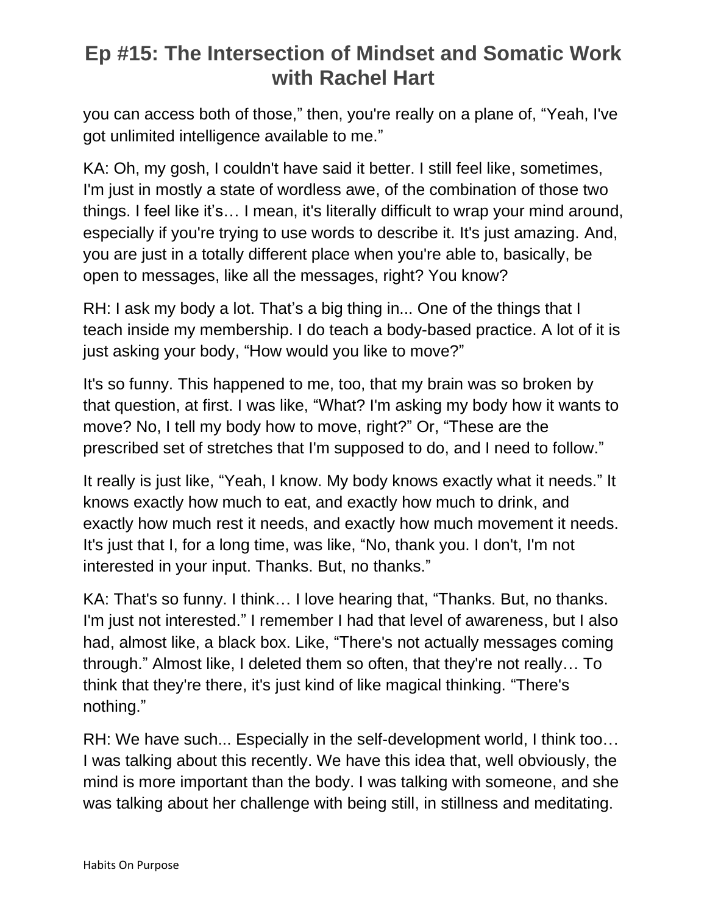you can access both of those," then, you're really on a plane of, "Yeah, I've got unlimited intelligence available to me."

KA: Oh, my gosh, I couldn't have said it better. I still feel like, sometimes, I'm just in mostly a state of wordless awe, of the combination of those two things. I feel like it's… I mean, it's literally difficult to wrap your mind around, especially if you're trying to use words to describe it. It's just amazing. And, you are just in a totally different place when you're able to, basically, be open to messages, like all the messages, right? You know?

RH: I ask my body a lot. That's a big thing in... One of the things that I teach inside my membership. I do teach a body-based practice. A lot of it is just asking your body, "How would you like to move?"

It's so funny. This happened to me, too, that my brain was so broken by that question, at first. I was like, "What? I'm asking my body how it wants to move? No, I tell my body how to move, right?" Or, "These are the prescribed set of stretches that I'm supposed to do, and I need to follow."

It really is just like, "Yeah, I know. My body knows exactly what it needs." It knows exactly how much to eat, and exactly how much to drink, and exactly how much rest it needs, and exactly how much movement it needs. It's just that I, for a long time, was like, "No, thank you. I don't, I'm not interested in your input. Thanks. But, no thanks."

KA: That's so funny. I think… I love hearing that, "Thanks. But, no thanks. I'm just not interested." I remember I had that level of awareness, but I also had, almost like, a black box. Like, "There's not actually messages coming through." Almost like, I deleted them so often, that they're not really… To think that they're there, it's just kind of like magical thinking. "There's nothing."

RH: We have such... Especially in the self-development world, I think too… I was talking about this recently. We have this idea that, well obviously, the mind is more important than the body. I was talking with someone, and she was talking about her challenge with being still, in stillness and meditating.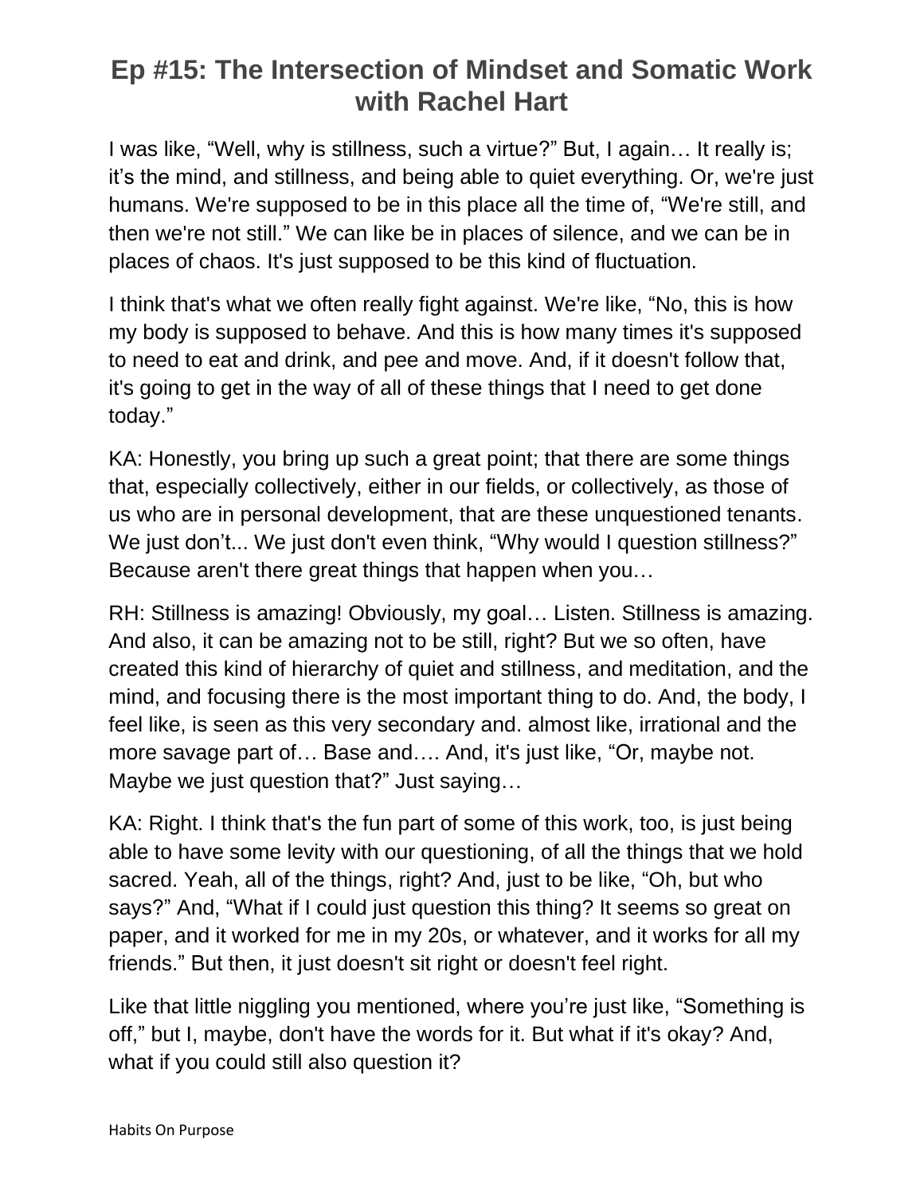I was like, "Well, why is stillness, such a virtue?" But, I again… It really is; it's the mind, and stillness, and being able to quiet everything. Or, we're just humans. We're supposed to be in this place all the time of, "We're still, and then we're not still." We can like be in places of silence, and we can be in places of chaos. It's just supposed to be this kind of fluctuation.

I think that's what we often really fight against. We're like, "No, this is how my body is supposed to behave. And this is how many times it's supposed to need to eat and drink, and pee and move. And, if it doesn't follow that, it's going to get in the way of all of these things that I need to get done today."

KA: Honestly, you bring up such a great point; that there are some things that, especially collectively, either in our fields, or collectively, as those of us who are in personal development, that are these unquestioned tenants. We just don't... We just don't even think, "Why would I question stillness?" Because aren't there great things that happen when you…

RH: Stillness is amazing! Obviously, my goal… Listen. Stillness is amazing. And also, it can be amazing not to be still, right? But we so often, have created this kind of hierarchy of quiet and stillness, and meditation, and the mind, and focusing there is the most important thing to do. And, the body, I feel like, is seen as this very secondary and. almost like, irrational and the more savage part of… Base and…. And, it's just like, "Or, maybe not. Maybe we just question that?" Just saying…

KA: Right. I think that's the fun part of some of this work, too, is just being able to have some levity with our questioning, of all the things that we hold sacred. Yeah, all of the things, right? And, just to be like, "Oh, but who says?" And, "What if I could just question this thing? It seems so great on paper, and it worked for me in my 20s, or whatever, and it works for all my friends." But then, it just doesn't sit right or doesn't feel right.

Like that little niggling you mentioned, where you're just like, "Something is off," but I, maybe, don't have the words for it. But what if it's okay? And, what if you could still also question it?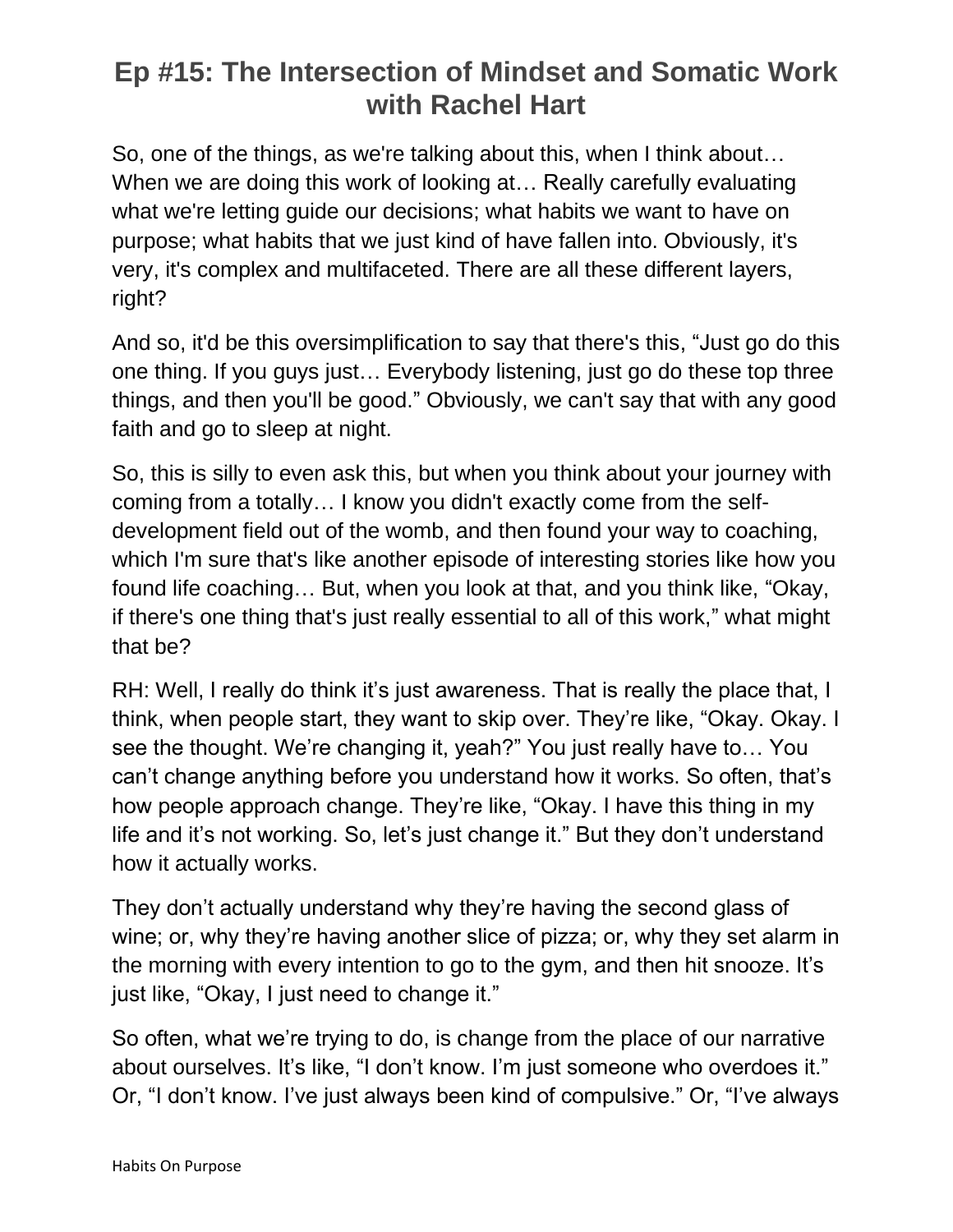# Ep #15: The Intersection of Mindset and Somatic Work with Rachel Hart

So, one of the things, as we're talking about this, when I think about… When we are doing this work of looking at… Really carefully evaluating what we're letting guide our decisions; what habits we want to have on purpose; what habits that we just kind of have fallen into. Obviously, it's very, it's complex and multifaceted. There are all these different layers, right?

And so, it'd be this oversimplification to say that there's this, "Just go do this one thing. If you guys just… Everybody listening, just go do these top three things, and then you'll be good." Obviously, we can't say that with any good faith and go to sleep at night.

So, this is silly to even ask this, but when you think about your journey with coming from a totally… I know you didn't exactly come from the self-development field out of the womb, and then found your way to coaching, which I'm sure that's like another episode of interesting stories like how you found life coaching… But, when you look at that, and you think like, "Okay, if there's one thing that's just really essential to all of this work," what might that be?

RH: Well, I really do think it's just awareness. That is really the place that, I think, when people start, they want to skip over. They're like, "Okay. Okay. I see the thought. We're changing it, yeah?" You just really have to… You can't change anything before you understand how it works. So often, that's how people approach change. They're like, "Okay. I have this thing in my life and it's not working. So, let's just change it." But they don't understand how it actually works.

They don't actually understand why they're having the second glass of wine; or, why they're having another slice of pizza; or, why they set alarm in the morning with every intention to go to the gym, and then hit snooze. It's just like, "Okay, I just need to change it."

So often, what we're trying to do, is change from the place of our narrative about ourselves. It's like, "I don't know. I'm just someone who overdoes it." Or, "I don't know. I've just always been kind of compulsive." Or, "I've always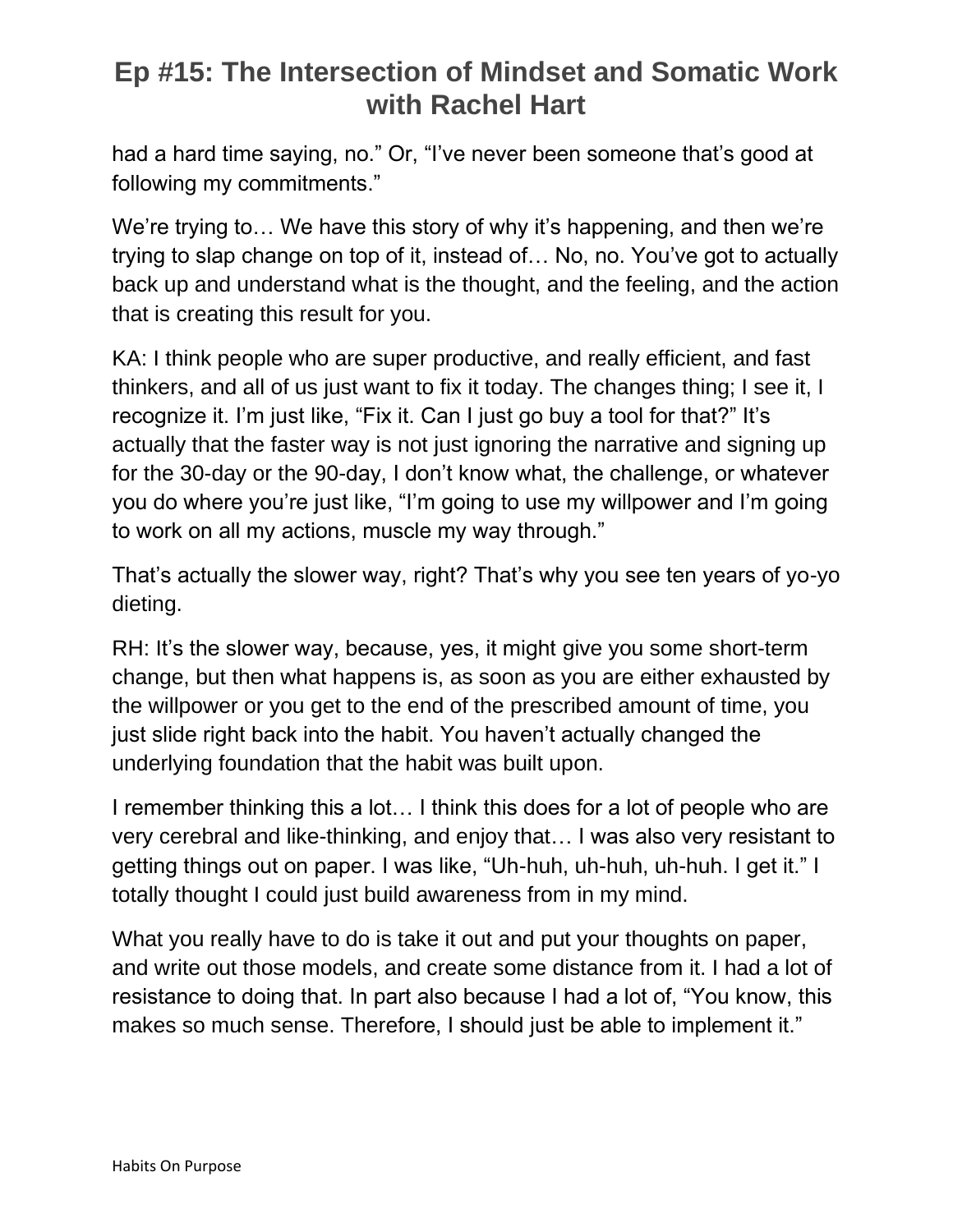had a hard time saying, no." Or, "I've never been someone that's good at following my commitments."

We're trying to… We have this story of why it's happening, and then we're trying to slap change on top of it, instead of… No, no. You've got to actually back up and understand what is the thought, and the feeling, and the action that is creating this result for you.

KA: I think people who are super productive, and really efficient, and fast thinkers, and all of us just want to fix it today. The changes thing; I see it, I recognize it. I'm just like, "Fix it. Can I just go buy a tool for that?" It's actually that the faster way is not just ignoring the narrative and signing up for the 30-day or the 90-day, I don't know what, the challenge, or whatever you do where you're just like, "I'm going to use my willpower and I'm going to work on all my actions, muscle my way through."

That's actually the slower way, right? That's why you see ten years of yo-yo dieting.

RH: It's the slower way, because, yes, it might give you some short-term change, but then what happens is, as soon as you are either exhausted by the willpower or you get to the end of the prescribed amount of time, you just slide right back into the habit. You haven't actually changed the underlying foundation that the habit was built upon.

I remember thinking this a lot… I think this does for a lot of people who are very cerebral and like-thinking, and enjoy that… I was also very resistant to getting things out on paper. I was like, "Uh-huh, uh-huh, uh-huh. I get it." I totally thought I could just build awareness from in my mind.

What you really have to do is take it out and put your thoughts on paper, and write out those models, and create some distance from it. I had a lot of resistance to doing that. In part also because I had a lot of, "You know, this makes so much sense. Therefore, I should just be able to implement it."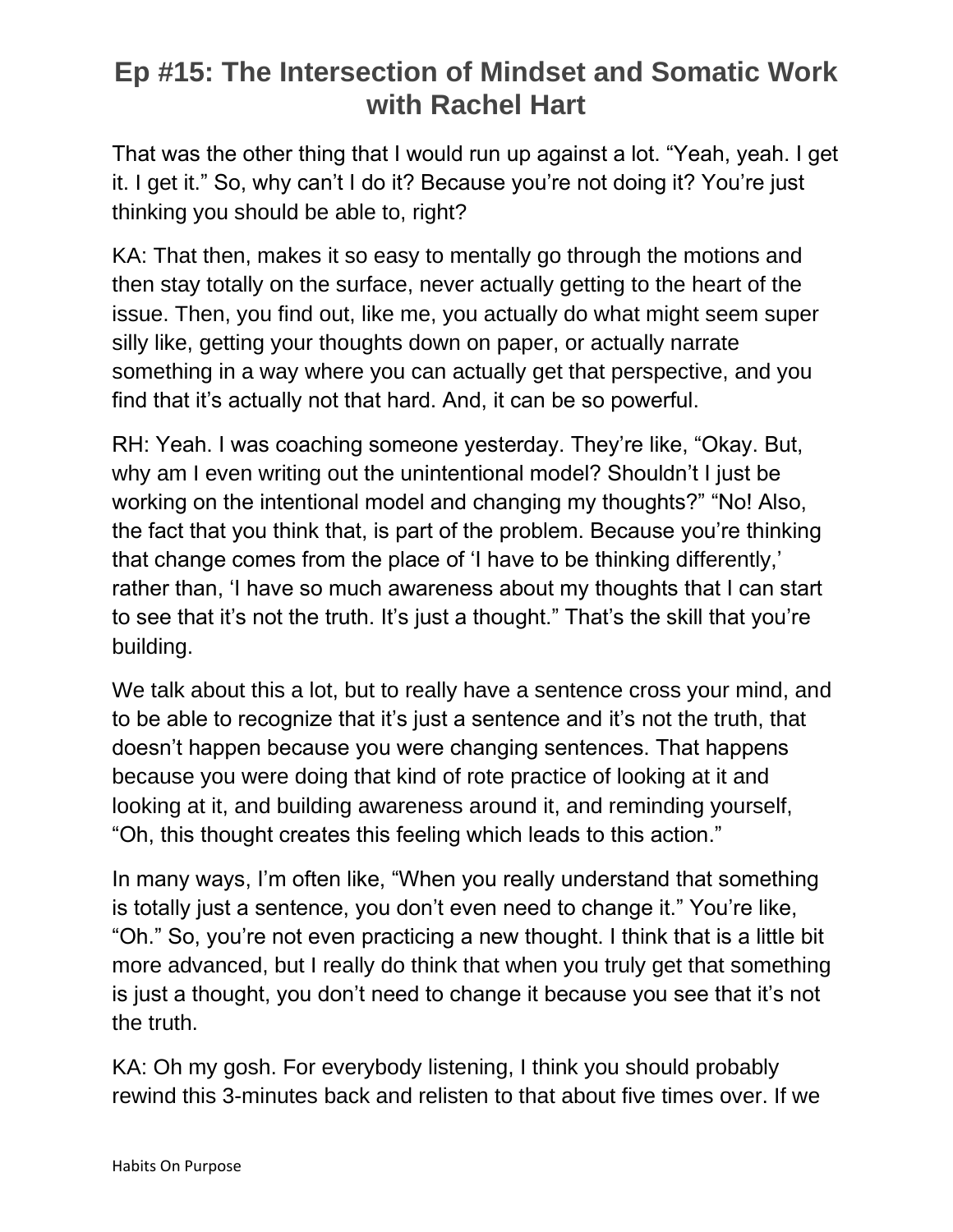That was the other thing that I would run up against a lot. "Yeah, yeah. I get it. I get it." So, why can't I do it? Because you're not doing it? You're just thinking you should be able to, right?

KA: That then, makes it so easy to mentally go through the motions and then stay totally on the surface, never actually getting to the heart of the issue. Then, you find out, like me, you actually do what might seem super silly like, getting your thoughts down on paper, or actually narrate something in a way where you can actually get that perspective, and you find that it's actually not that hard. And, it can be so powerful.

RH: Yeah. I was coaching someone yesterday. They're like, "Okay. But, why am I even writing out the unintentional model? Shouldn't I just be working on the intentional model and changing my thoughts?" "No! Also, the fact that you think that, is part of the problem. Because you're thinking that change comes from the place of 'I have to be thinking differently,' rather than, 'I have so much awareness about my thoughts that I can start to see that it's not the truth. It's just a thought." That's the skill that you're building.

We talk about this a lot, but to really have a sentence cross your mind, and to be able to recognize that it's just a sentence and it's not the truth, that doesn't happen because you were changing sentences. That happens because you were doing that kind of rote practice of looking at it and looking at it, and building awareness around it, and reminding yourself, "Oh, this thought creates this feeling which leads to this action."

In many ways, I'm often like, "When you really understand that something is totally just a sentence, you don't even need to change it." You're like, "Oh." So, you're not even practicing a new thought. I think that is a little bit more advanced, but I really do think that when you truly get that something is just a thought, you don't need to change it because you see that it's not the truth.

KA: Oh my gosh. For everybody listening, I think you should probably rewind this 3-minutes back and relisten to that about five times over. If we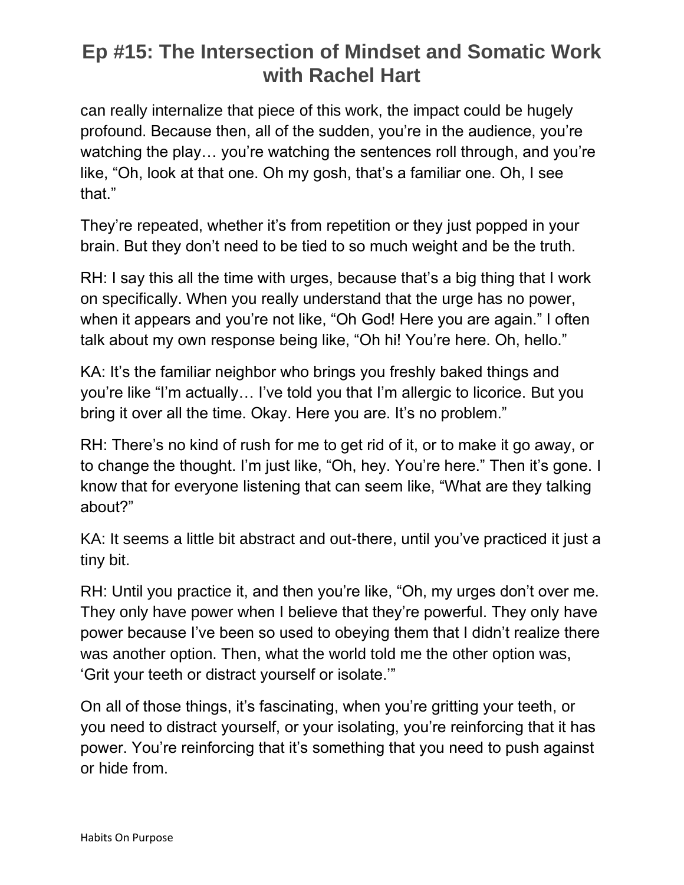can really internalize that piece of this work, the impact could be hugely profound. Because then, all of the sudden, you're in the audience, you're watching the play… you're watching the sentences roll through, and you're like, "Oh, look at that one. Oh my gosh, that's a familiar one. Oh, I see that."

They're repeated, whether it's from repetition or they just popped in your brain. But they don't need to be tied to so much weight and be the truth.

RH: I say this all the time with urges, because that's a big thing that I work on specifically. When you really understand that the urge has no power, when it appears and you're not like, "Oh God! Here you are again." I often talk about my own response being like, "Oh hi! You're here. Oh, hello."

KA: It's the familiar neighbor who brings you freshly baked things and you're like "I'm actually… I've told you that I'm allergic to licorice. But you bring it over all the time. Okay. Here you are. It's no problem."

RH: There's no kind of rush for me to get rid of it, or to make it go away, or to change the thought. I'm just like, "Oh, hey. You're here." Then it's gone. I know that for everyone listening that can seem like, "What are they talking about?"

KA: It seems a little bit abstract and out-there, until you've practiced it just a tiny bit.

RH: Until you practice it, and then you're like, "Oh, my urges don't over me. They only have power when I believe that they're powerful. They only have power because I've been so used to obeying them that I didn't realize there was another option. Then, what the world told me the other option was, 'Grit your teeth or distract yourself or isolate.'"

On all of those things, it's fascinating, when you're gritting your teeth, or you need to distract yourself, or your isolating, you're reinforcing that it has power. You're reinforcing that it's something that you need to push against or hide from.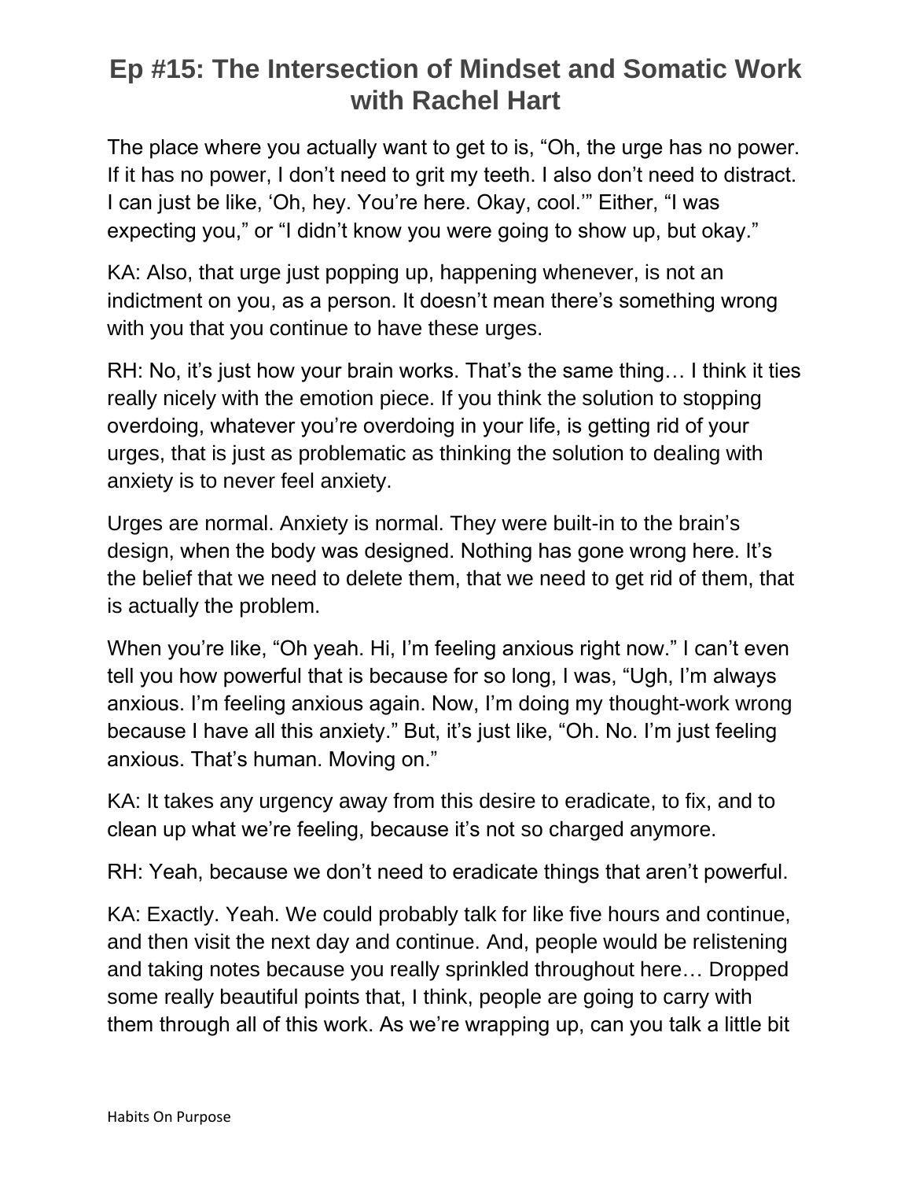The place where you actually want to get to is, "Oh, the urge has no power. If it has no power, I don't need to grit my teeth. I also don't need to distract. I can just be like, 'Oh, hey. You're here. Okay, cool.'" Either, "I was expecting you," or "I didn't know you were going to show up, but okay."

KA: Also, that urge just popping up, happening whenever, is not an indictment on you, as a person. It doesn't mean there's something wrong with you that you continue to have these urges.

RH: No, it's just how your brain works. That's the same thing… I think it ties really nicely with the emotion piece. If you think the solution to stopping overdoing, whatever you're overdoing in your life, is getting rid of your urges, that is just as problematic as thinking the solution to dealing with anxiety is to never feel anxiety.

Urges are normal. Anxiety is normal. They were built-in to the brain's design, when the body was designed. Nothing has gone wrong here. It's the belief that we need to delete them, that we need to get rid of them, that is actually the problem.

When you're like, "Oh yeah. Hi, I'm feeling anxious right now." I can't even tell you how powerful that is because for so long, I was, "Ugh, I'm always anxious. I'm feeling anxious again. Now, I'm doing my thought-work wrong because I have all this anxiety." But, it's just like, "Oh. No. I'm just feeling anxious. That's human. Moving on."

KA: It takes any urgency away from this desire to eradicate, to fix, and to clean up what we're feeling, because it's not so charged anymore.

RH: Yeah, because we don't need to eradicate things that aren't powerful.

KA: Exactly. Yeah. We could probably talk for like five hours and continue, and then visit the next day and continue. And, people would be relistening and taking notes because you really sprinkled throughout here… Dropped some really beautiful points that, I think, people are going to carry with them through all of this work. As we're wrapping up, can you talk a little bit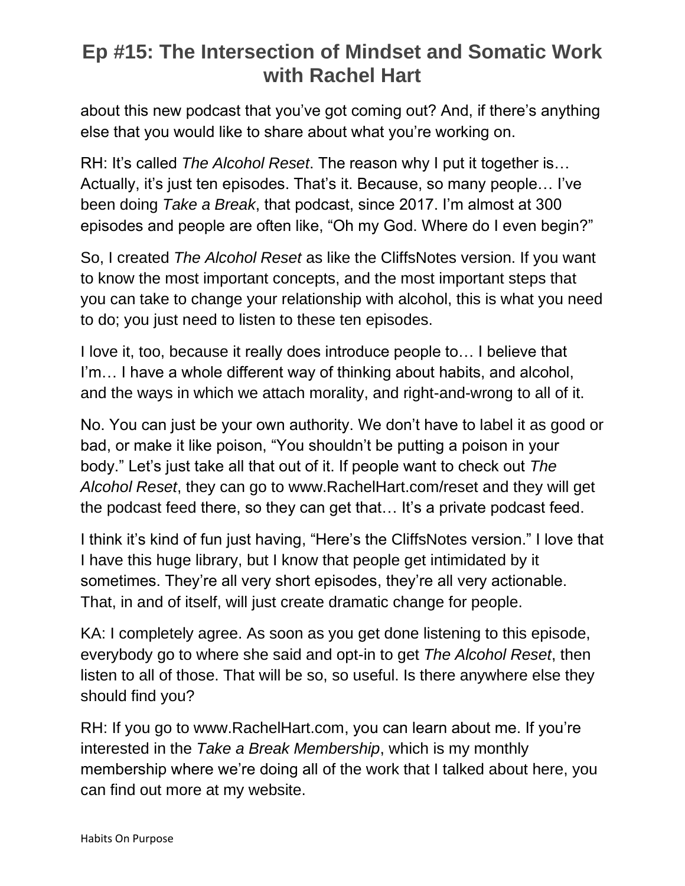about this new podcast that you've got coming out? And, if there's anything else that you would like to share about what you're working on.

RH: It's called *The Alcohol Reset*. The reason why I put it together is… Actually, it's just ten episodes. That's it. Because, so many people… I've been doing *Take a Break*, that podcast, since 2017. I'm almost at 300 episodes and people are often like, "Oh my God. Where do I even begin?"

So, I created *The Alcohol Reset* as like the CliffsNotes version. If you want to know the most important concepts, and the most important steps that you can take to change your relationship with alcohol, this is what you need to do; you just need to listen to these ten episodes.

I love it, too, because it really does introduce people to… I believe that I'm… I have a whole different way of thinking about habits, and alcohol, and the ways in which we attach morality, and right-and-wrong to all of it.

No. You can just be your own authority. We don't have to label it as good or bad, or make it like poison, "You shouldn't be putting a poison in your body." Let's just take all that out of it. If people want to check out *The Alcohol Reset*, they can go to www.RachelHart.com/reset and they will get the podcast feed there, so they can get that… It's a private podcast feed.

I think it's kind of fun just having, "Here's the CliffsNotes version." I love that I have this huge library, but I know that people get intimidated by it sometimes. They're all very short episodes, they're all very actionable. That, in and of itself, will just create dramatic change for people.

KA: I completely agree. As soon as you get done listening to this episode, everybody go to where she said and opt-in to get *The Alcohol Reset*, then listen to all of those. That will be so, so useful. Is there anywhere else they should find you?

RH: If you go to www.RachelHart.com, you can learn about me. If you're interested in the *Take a Break Membership*, which is my monthly membership where we're doing all of the work that I talked about here, you can find out more at my website.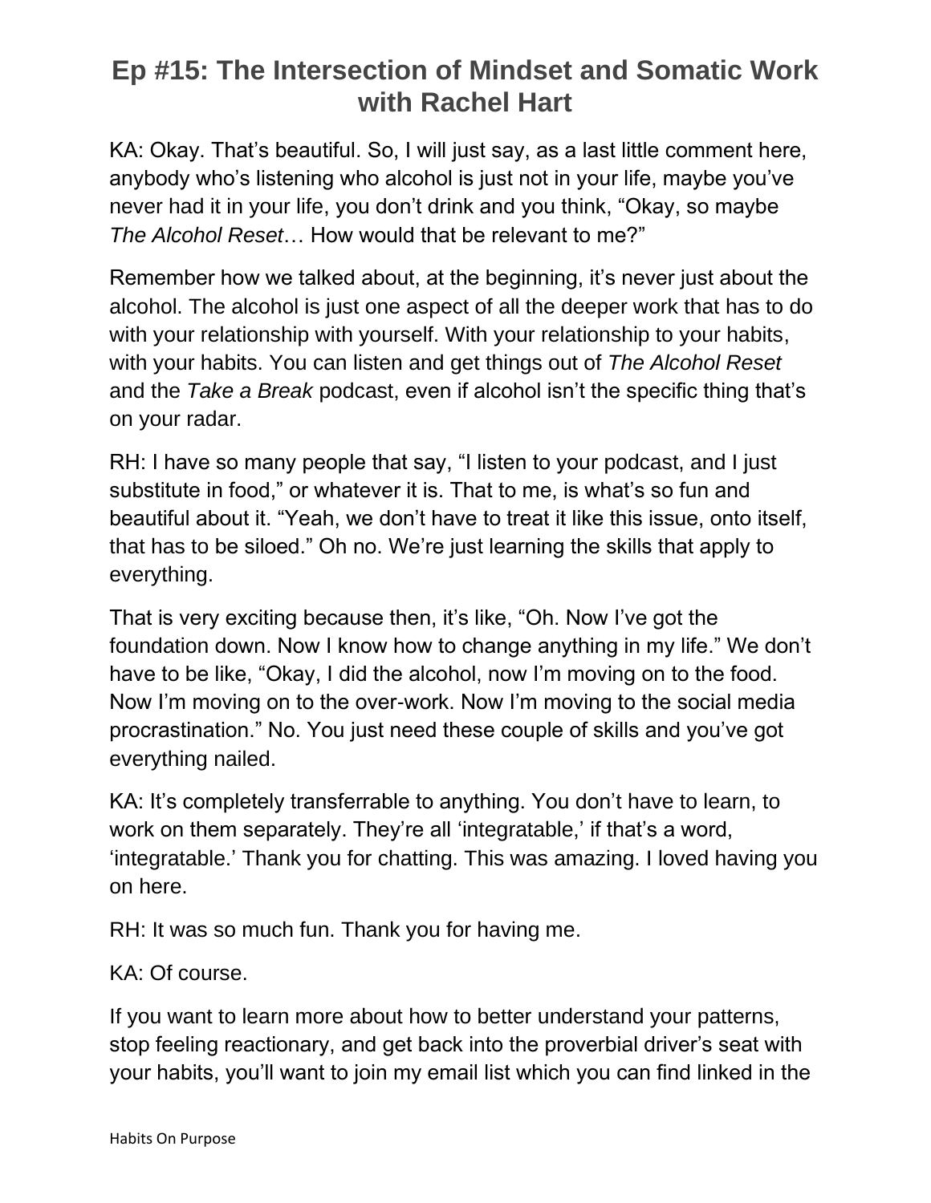# Ep #15: The Intersection of Mindset and Somatic Work with Rachel Hart

KA: Okay. That's beautiful. So, I will just say, as a last little comment here, anybody who's listening who alcohol is just not in your life, maybe you've never had it in your life, you don't drink and you think, "Okay, so maybe *The Alcohol Reset*… How would that be relevant to me?"

Remember how we talked about, at the beginning, it's never just about the alcohol. The alcohol is just one aspect of all the deeper work that has to do with your relationship with yourself. With your relationship to your habits, with your habits. You can listen and get things out of *The Alcohol Reset* and the *Take a Break* podcast, even if alcohol isn't the specific thing that's on your radar.

RH: I have so many people that say, "I listen to your podcast, and I just substitute in food," or whatever it is. That to me, is what's so fun and beautiful about it. "Yeah, we don't have to treat it like this issue, onto itself, that has to be siloed." Oh no. We're just learning the skills that apply to everything.

That is very exciting because then, it's like, "Oh. Now I've got the foundation down. Now I know how to change anything in my life." We don't have to be like, "Okay, I did the alcohol, now I'm moving on to the food. Now I'm moving on to the over-work. Now I'm moving to the social media procrastination." No. You just need these couple of skills and you've got everything nailed.

KA: It's completely transferrable to anything. You don't have to learn, to work on them separately. They're all 'integratable,' if that's a word, 'integratable.' Thank you for chatting. This was amazing. I loved having you on here.

RH: It was so much fun. Thank you for having me.

KA: Of course.

If you want to learn more about how to better understand your patterns, stop feeling reactionary, and get back into the proverbial driver's seat with your habits, you'll want to join my email list which you can find linked in the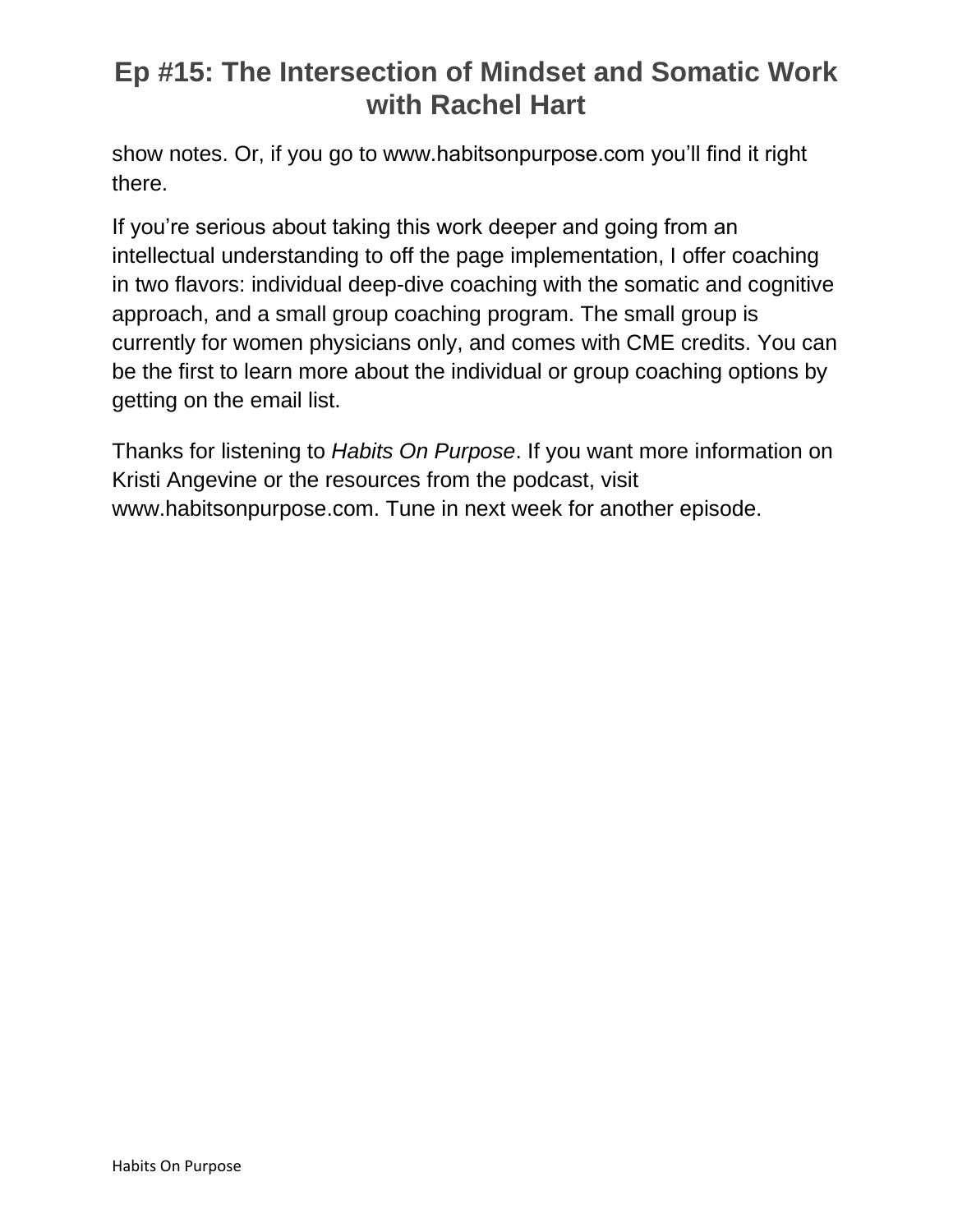show notes. Or, if you go to www.habitsonpurpose.com you'll find it right there.

If you're serious about taking this work deeper and going from an intellectual understanding to off the page implementation, I offer coaching in two flavors: individual deep-dive coaching with the somatic and cognitive approach, and a small group coaching program. The small group is currently for women physicians only, and comes with CME credits. You can be the first to learn more about the individual or group coaching options by getting on the email list.

Thanks for listening to *Habits On Purpose*. If you want more information on Kristi Angevine or the resources from the podcast, visit www.habitsonpurpose.com. Tune in next week for another episode.